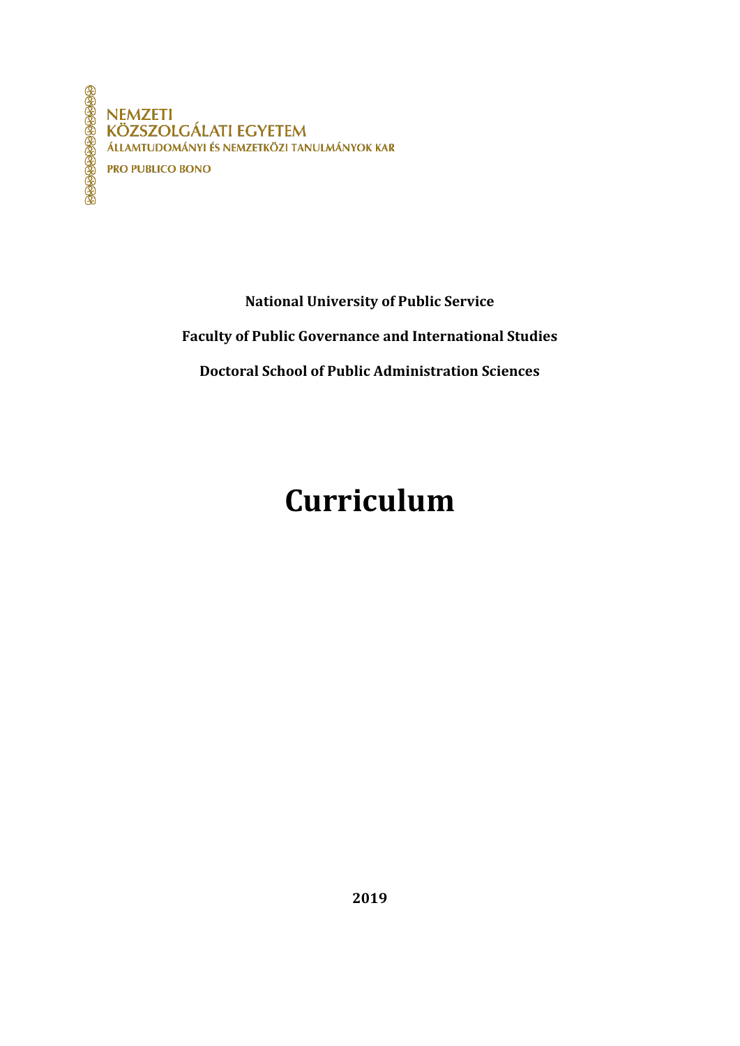NEMZETI
KÖZSZOLGÁLATI EGYETEM
ÁLLAMTUDOMÁNYI ÉS NEMZETKÖZI TANULMÁNYOK KAR
PRO PUBLICO BONO

**National University of Public Service**

**Faculty of Public Governance and International Studies**

**Doctoral School of Public Administration Sciences**

# Curriculum

**2019**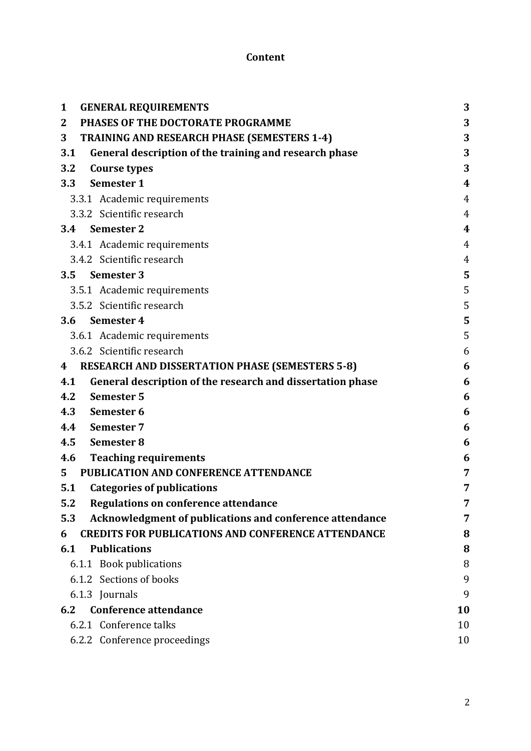**Content**

| | | |
|---|---|---|
| **1** | **GENERAL REQUIREMENTS** | **3** |
| **2** | **PHASES OF THE DOCTORATE PROGRAMME** | **3** |
| **3** | **TRAINING AND RESEARCH PHASE (SEMESTERS 1-4)** | **3** |
| **3.1** | **General description of the training and research phase** | **3** |
| **3.2** | **Course types** | **3** |
| **3.3** | **Semester 1** | **4** |
| 3.3.1 | Academic requirements | 4 |
| 3.3.2 | Scientific research | 4 |
| **3.4** | **Semester 2** | **4** |
| 3.4.1 | Academic requirements | 4 |
| 3.4.2 | Scientific research | 4 |
| **3.5** | **Semester 3** | **5** |
| 3.5.1 | Academic requirements | 5 |
| 3.5.2 | Scientific research | 5 |
| **3.6** | **Semester 4** | **5** |
| 3.6.1 | Academic requirements | 5 |
| 3.6.2 | Scientific research | 6 |
| **4** | **RESEARCH AND DISSERTATION PHASE (SEMESTERS 5-8)** | **6** |
| **4.1** | **General description of the research and dissertation phase** | **6** |
| **4.2** | **Semester 5** | **6** |
| **4.3** | **Semester 6** | **6** |
| **4.4** | **Semester 7** | **6** |
| **4.5** | **Semester 8** | **6** |
| **4.6** | **Teaching requirements** | **6** |
| **5** | **PUBLICATION AND CONFERENCE ATTENDANCE** | **7** |
| **5.1** | **Categories of publications** | **7** |
| **5.2** | **Regulations on conference attendance** | **7** |
| **5.3** | **Acknowledgment of publications and conference attendance** | **7** |
| **6** | **CREDITS FOR PUBLICATIONS AND CONFERENCE ATTENDANCE** | **8** |
| **6.1** | **Publications** | **8** |
| 6.1.1 | Book publications | 8 |
| 6.1.2 | Sections of books | 9 |
| 6.1.3 | Journals | 9 |
| **6.2** | **Conference attendance** | **10** |
| 6.2.1 | Conference talks | 10 |
| 6.2.2 | Conference proceedings | 10 |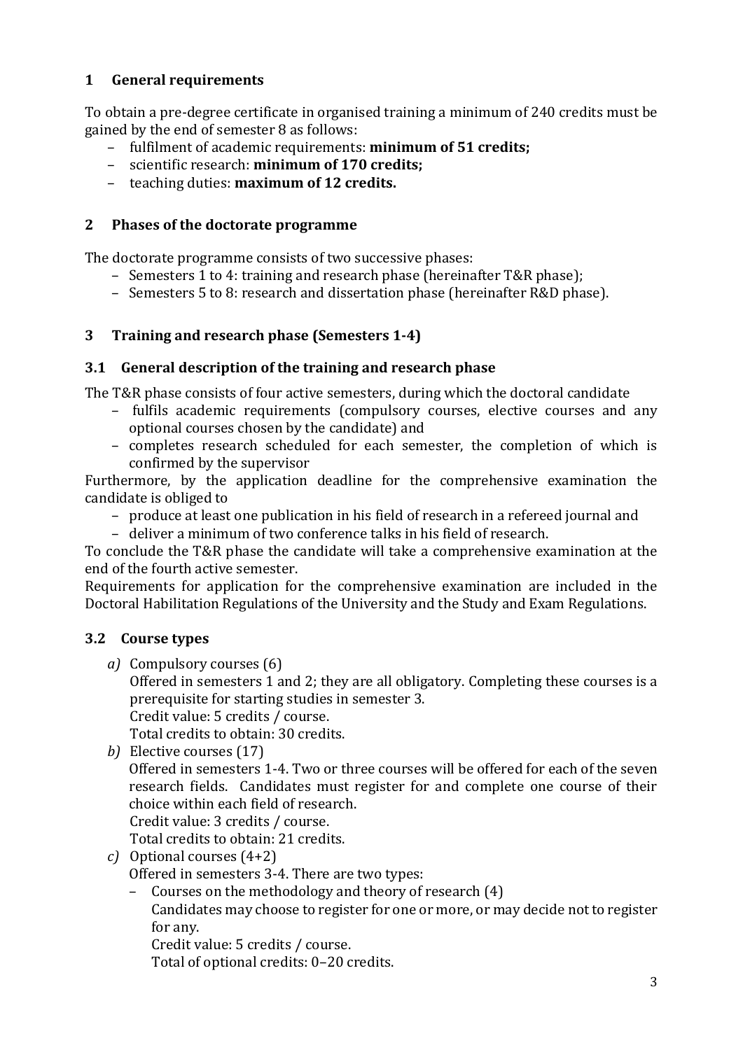## 1 General requirements

To obtain a pre-degree certificate in organised training a minimum of 240 credits must be gained by the end of semester 8 as follows:

- fulfilment of academic requirements: **minimum of 51 credits;**
- scientific research: **minimum of 170 credits;**
- teaching duties: **maximum of 12 credits.**

## 2 Phases of the doctorate programme

The doctorate programme consists of two successive phases:

- Semesters 1 to 4: training and research phase (hereinafter T&R phase);
- Semesters 5 to 8: research and dissertation phase (hereinafter R&D phase).

## 3 Training and research phase (Semesters 1-4)

### 3.1 General description of the training and research phase

The T&R phase consists of four active semesters, during which the doctoral candidate

- fulfils academic requirements (compulsory courses, elective courses and any optional courses chosen by the candidate) and
- completes research scheduled for each semester, the completion of which is confirmed by the supervisor

Furthermore, by the application deadline for the comprehensive examination the candidate is obliged to

- produce at least one publication in his field of research in a refereed journal and
- deliver a minimum of two conference talks in his field of research.

To conclude the T&R phase the candidate will take a comprehensive examination at the end of the fourth active semester.

Requirements for application for the comprehensive examination are included in the Doctoral Habilitation Regulations of the University and the Study and Exam Regulations.

### 3.2 Course types

*a)* Compulsory courses (6)
Offered in semesters 1 and 2; they are all obligatory. Completing these courses is a prerequisite for starting studies in semester 3.
Credit value: 5 credits / course.
Total credits to obtain: 30 credits.

*b)* Elective courses (17)
Offered in semesters 1-4. Two or three courses will be offered for each of the seven research fields. Candidates must register for and complete one course of their choice within each field of research.
Credit value: 3 credits / course.
Total credits to obtain: 21 credits.

*c)* Optional courses (4+2)
Offered in semesters 3-4. There are two types:

- Courses on the methodology and theory of research (4)
  Candidates may choose to register for one or more, or may decide not to register for any.
  Credit value: 5 credits / course.
  Total of optional credits: 0–20 credits.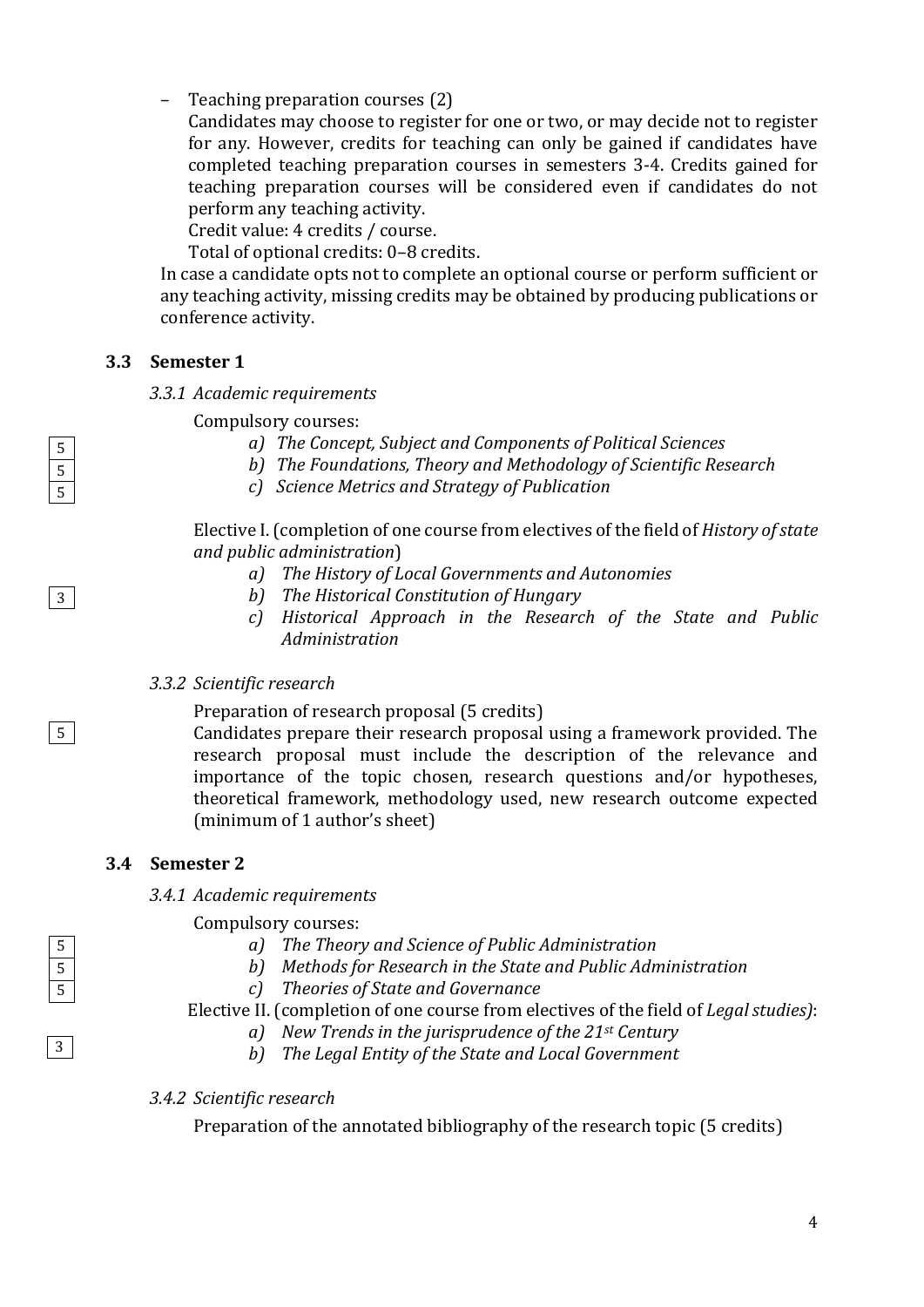– Teaching preparation courses (2)

  Candidates may choose to register for one or two, or may decide not to register for any. However, credits for teaching can only be gained if candidates have completed teaching preparation courses in semesters 3-4. Credits gained for teaching preparation courses will be considered even if candidates do not perform any teaching activity.

  Credit value: 4 credits / course.

  Total of optional credits: 0–8 credits.

In case a candidate opts not to complete an optional course or perform sufficient or any teaching activity, missing credits may be obtained by producing publications or conference activity.

## 3.3 Semester 1

### *3.3.1 Academic requirements*

Compulsory courses:

5 a) *The Concept, Subject and Components of Political Sciences*

5 b) *The Foundations, Theory and Methodology of Scientific Research*

5 c) *Science Metrics and Strategy of Publication*

Elective I. (completion of one course from electives of the field of *History of state and public administration*)

3

a) *The History of Local Governments and Autonomies*

b) *The Historical Constitution of Hungary*

c) *Historical Approach in the Research of the State and Public Administration*

### *3.3.2 Scientific research*

5

Preparation of research proposal (5 credits)

Candidates prepare their research proposal using a framework provided. The research proposal must include the description of the relevance and importance of the topic chosen, research questions and/or hypotheses, theoretical framework, methodology used, new research outcome expected (minimum of 1 author's sheet)

## 3.4 Semester 2

### *3.4.1 Academic requirements*

Compulsory courses:

5 a) *The Theory and Science of Public Administration*

5 b) *Methods for Research in the State and Public Administration*

5 c) *Theories of State and Governance*

Elective II. (completion of one course from electives of the field of *Legal studies)*:

3

a) *New Trends in the jurisprudence of the 21st Century*

b) *The Legal Entity of the State and Local Government*

### *3.4.2 Scientific research*

Preparation of the annotated bibliography of the research topic (5 credits)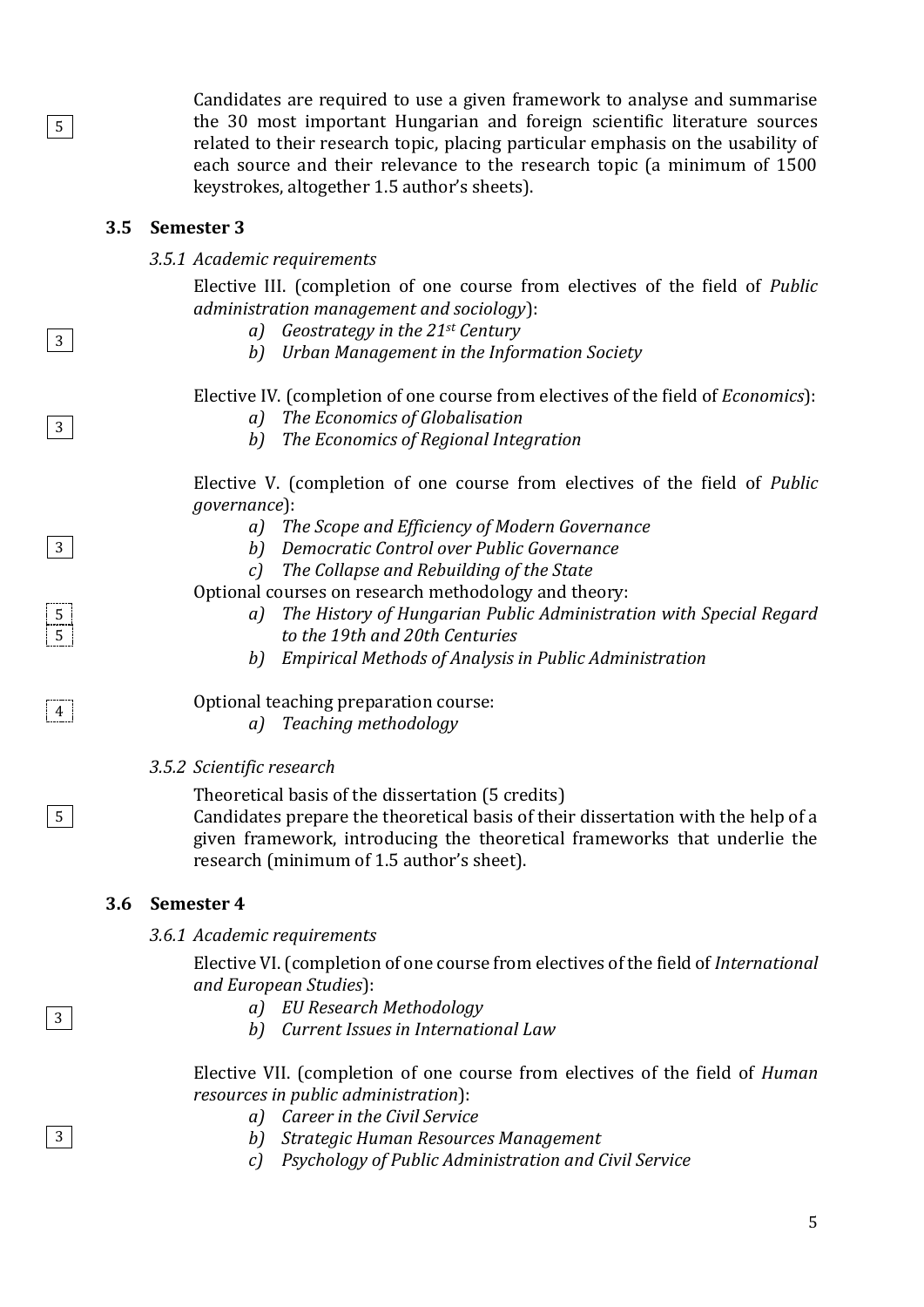5

Candidates are required to use a given framework to analyse and summarise the 30 most important Hungarian and foreign scientific literature sources related to their research topic, placing particular emphasis on the usability of each source and their relevance to the research topic (a minimum of 1500 keystrokes, altogether 1.5 author's sheets).

### 3.5 Semester 3

#### *3.5.1 Academic requirements*

3

Elective III. (completion of one course from electives of the field of *Public administration management and sociology*):

- *a) Geostrategy in the 21st Century*
- *b) Urban Management in the Information Society*

3

Elective IV. (completion of one course from electives of the field of *Economics*):

- *a) The Economics of Globalisation*
- *b) The Economics of Regional Integration*

3

Elective V. (completion of one course from electives of the field of *Public governance*):

- *a) The Scope and Efficiency of Modern Governance*
- *b) Democratic Control over Public Governance*
- *c) The Collapse and Rebuilding of the State*

5
5

Optional courses on research methodology and theory:

- *a) The History of Hungarian Public Administration with Special Regard to the 19th and 20th Centuries*
- *b) Empirical Methods of Analysis in Public Administration*

4

Optional teaching preparation course:

- *a) Teaching methodology*

#### *3.5.2 Scientific research*

5

Theoretical basis of the dissertation (5 credits)
Candidates prepare the theoretical basis of their dissertation with the help of a given framework, introducing the theoretical frameworks that underlie the research (minimum of 1.5 author's sheet).

### 3.6 Semester 4

#### *3.6.1 Academic requirements*

3

Elective VI. (completion of one course from electives of the field of *International and European Studies*):

- *a) EU Research Methodology*
- *b) Current Issues in International Law*

3

Elective VII. (completion of one course from electives of the field of *Human resources in public administration*):

- *a) Career in the Civil Service*
- *b) Strategic Human Resources Management*
- *c) Psychology of Public Administration and Civil Service*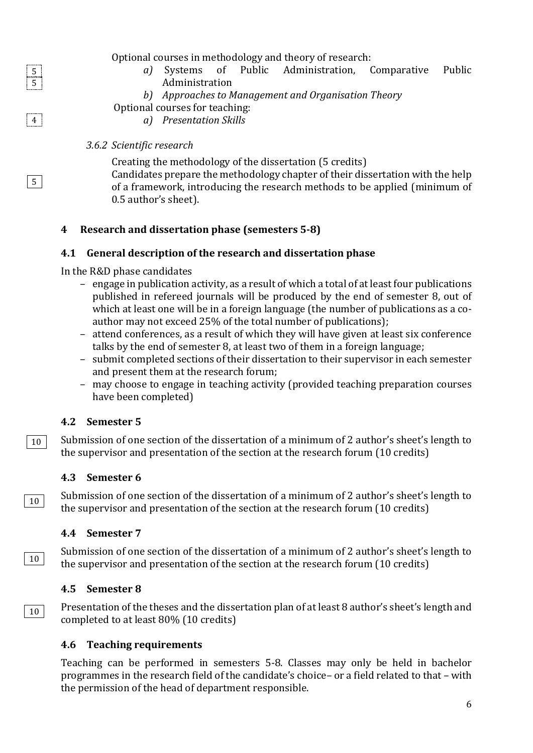5

5

Optional courses in methodology and theory of research:

*a)* Systems of Public Administration, Comparative Public Administration

*b) Approaches to Management and Organisation Theory*

4

Optional courses for teaching:

*a) Presentation Skills*

*3.6.2 Scientific research*

5

Creating the methodology of the dissertation (5 credits)
Candidates prepare the methodology chapter of their dissertation with the help of a framework, introducing the research methods to be applied (minimum of 0.5 author's sheet).

## 4 Research and dissertation phase (semesters 5-8)

### 4.1 General description of the research and dissertation phase

In the R&D phase candidates

- engage in publication activity, as a result of which a total of at least four publications published in refereed journals will be produced by the end of semester 8, out of which at least one will be in a foreign language (the number of publications as a co-author may not exceed 25% of the total number of publications);
- attend conferences, as a result of which they will have given at least six conference talks by the end of semester 8, at least two of them in a foreign language;
- submit completed sections of their dissertation to their supervisor in each semester and present them at the research forum;
- may choose to engage in teaching activity (provided teaching preparation courses have been completed)

### 4.2 Semester 5

10

Submission of one section of the dissertation of a minimum of 2 author's sheet's length to the supervisor and presentation of the section at the research forum (10 credits)

### 4.3 Semester 6

10

Submission of one section of the dissertation of a minimum of 2 author's sheet's length to the supervisor and presentation of the section at the research forum (10 credits)

### 4.4 Semester 7

10

Submission of one section of the dissertation of a minimum of 2 author's sheet's length to the supervisor and presentation of the section at the research forum (10 credits)

### 4.5 Semester 8

10

Presentation of the theses and the dissertation plan of at least 8 author's sheet's length and completed to at least 80% (10 credits)

### 4.6 Teaching requirements

Teaching can be performed in semesters 5-8. Classes may only be held in bachelor programmes in the research field of the candidate's choice– or a field related to that – with the permission of the head of department responsible.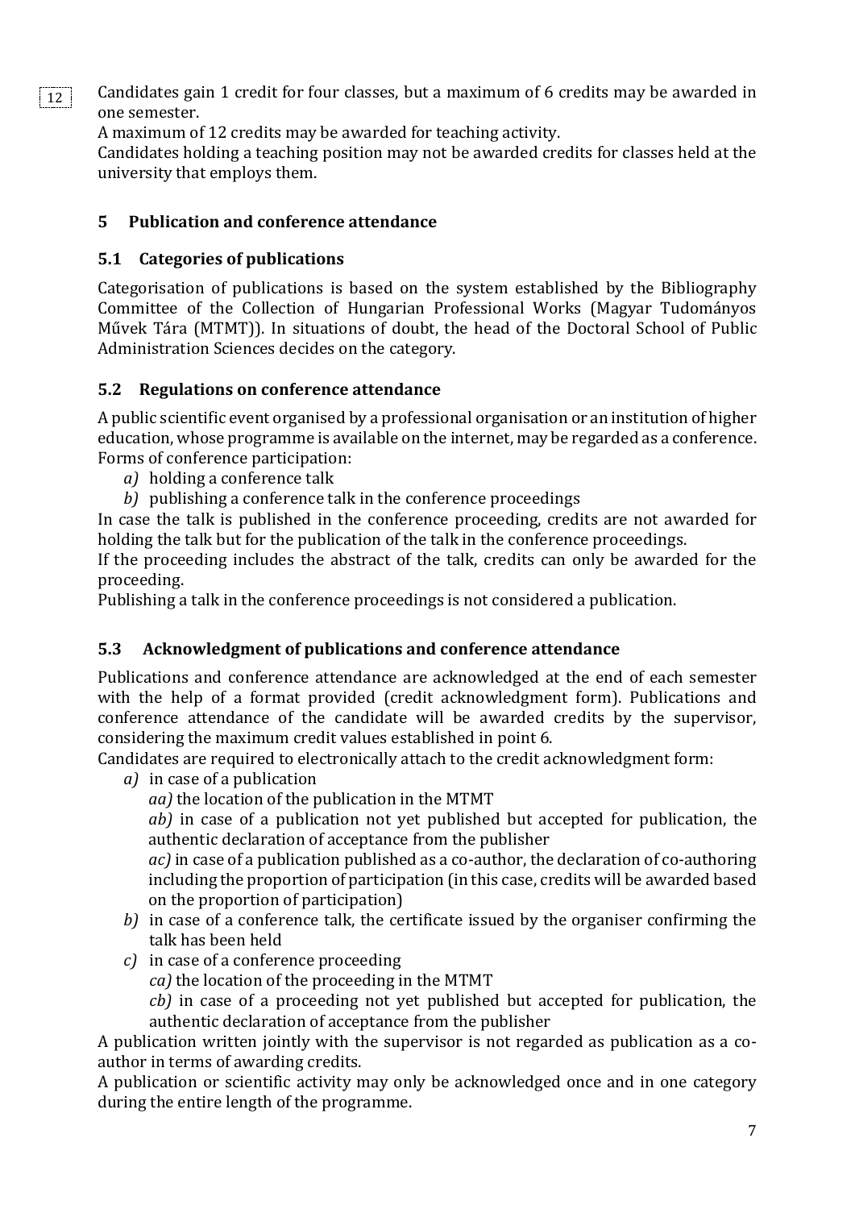Candidates gain 1 credit for four classes, but a maximum of 6 credits may be awarded in one semester.

A maximum of 12 credits may be awarded for teaching activity.

Candidates holding a teaching position may not be awarded credits for classes held at the university that employs them.

## 5 Publication and conference attendance

### 5.1 Categories of publications

Categorisation of publications is based on the system established by the Bibliography Committee of the Collection of Hungarian Professional Works (Magyar Tudományos Művek Tára (MTMT)). In situations of doubt, the head of the Doctoral School of Public Administration Sciences decides on the category.

### 5.2 Regulations on conference attendance

A public scientific event organised by a professional organisation or an institution of higher education, whose programme is available on the internet, may be regarded as a conference. Forms of conference participation:

- *a)* holding a conference talk
- *b)* publishing a conference talk in the conference proceedings

In case the talk is published in the conference proceeding, credits are not awarded for holding the talk but for the publication of the talk in the conference proceedings.

If the proceeding includes the abstract of the talk, credits can only be awarded for the proceeding.

Publishing a talk in the conference proceedings is not considered a publication.

### 5.3 Acknowledgment of publications and conference attendance

Publications and conference attendance are acknowledged at the end of each semester with the help of a format provided (credit acknowledgment form). Publications and conference attendance of the candidate will be awarded credits by the supervisor, considering the maximum credit values established in point 6.

Candidates are required to electronically attach to the credit acknowledgment form:

- *a)* in case of a publication
  - *aa)* the location of the publication in the MTMT
  - *ab)* in case of a publication not yet published but accepted for publication, the authentic declaration of acceptance from the publisher
  - *ac)* in case of a publication published as a co-author, the declaration of co-authoring including the proportion of participation (in this case, credits will be awarded based on the proportion of participation)
- *b)* in case of a conference talk, the certificate issued by the organiser confirming the talk has been held
- *c)* in case of a conference proceeding
  - *ca)* the location of the proceeding in the MTMT
  - *cb)* in case of a proceeding not yet published but accepted for publication, the authentic declaration of acceptance from the publisher

A publication written jointly with the supervisor is not regarded as publication as a co-author in terms of awarding credits.

A publication or scientific activity may only be acknowledged once and in one category during the entire length of the programme.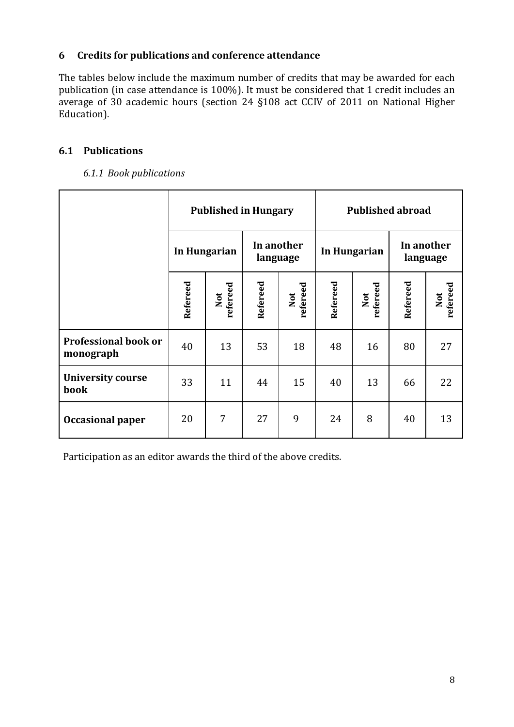## 6 Credits for publications and conference attendance

The tables below include the maximum number of credits that may be awarded for each publication (in case attendance is 100%). It must be considered that 1 credit includes an average of 30 academic hours (section 24 §108 act CCIV of 2011 on National Higher Education).

### 6.1 Publications

#### *6.1.1 Book publications*

| | Published in Hungary | | | | Published abroad | | | |
|---|---|---|---|---|---|---|---|---|
| | In Hungarian | | In another language | | In Hungarian | | In another language | |
| | Refereed | Not refereed | Refereed | Not refereed | Refereed | Not refereed | Refereed | Not refereed |
| **Professional book or monograph** | 40 | 13 | 53 | 18 | 48 | 16 | 80 | 27 |
| **University course book** | 33 | 11 | 44 | 15 | 40 | 13 | 66 | 22 |
| **Occasional paper** | 20 | 7 | 27 | 9 | 24 | 8 | 40 | 13 |

Participation as an editor awards the third of the above credits.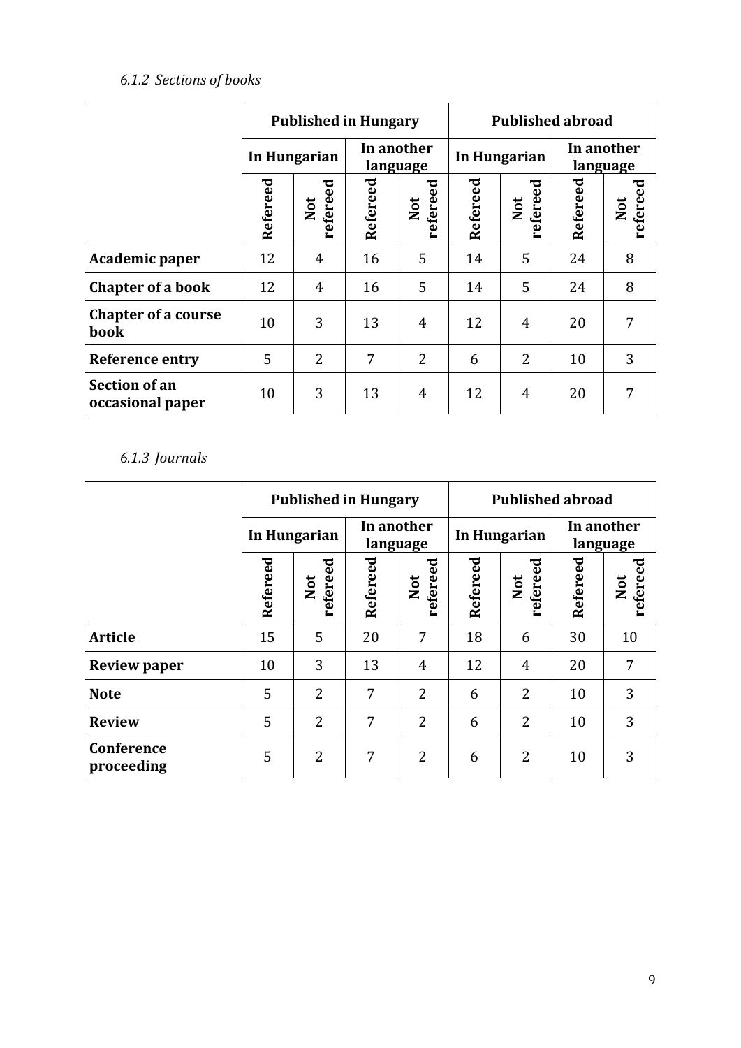### *6.1.2 Sections of books*

| | Published in Hungary | | | | Published abroad | | | |
|---|---|---|---|---|---|---|---|---|
| | In Hungarian | | In another language | | In Hungarian | | In another language | |
| | Refereed | Not refereed | Refereed | Not refereed | Refereed | Not refereed | Refereed | Not refereed |
| **Academic paper** | 12 | 4 | 16 | 5 | 14 | 5 | 24 | 8 |
| **Chapter of a book** | 12 | 4 | 16 | 5 | 14 | 5 | 24 | 8 |
| **Chapter of a course book** | 10 | 3 | 13 | 4 | 12 | 4 | 20 | 7 |
| **Reference entry** | 5 | 2 | 7 | 2 | 6 | 2 | 10 | 3 |
| **Section of an occasional paper** | 10 | 3 | 13 | 4 | 12 | 4 | 20 | 7 |

### *6.1.3 Journals*

| | Published in Hungary | | | | Published abroad | | | |
|---|---|---|---|---|---|---|---|---|
| | In Hungarian | | In another language | | In Hungarian | | In another language | |
| | Refereed | Not refereed | Refereed | Not refereed | Refereed | Not refereed | Refereed | Not refereed |
| **Article** | 15 | 5 | 20 | 7 | 18 | 6 | 30 | 10 |
| **Review paper** | 10 | 3 | 13 | 4 | 12 | 4 | 20 | 7 |
| **Note** | 5 | 2 | 7 | 2 | 6 | 2 | 10 | 3 |
| **Review** | 5 | 2 | 7 | 2 | 6 | 2 | 10 | 3 |
| **Conference proceeding** | 5 | 2 | 7 | 2 | 6 | 2 | 10 | 3 |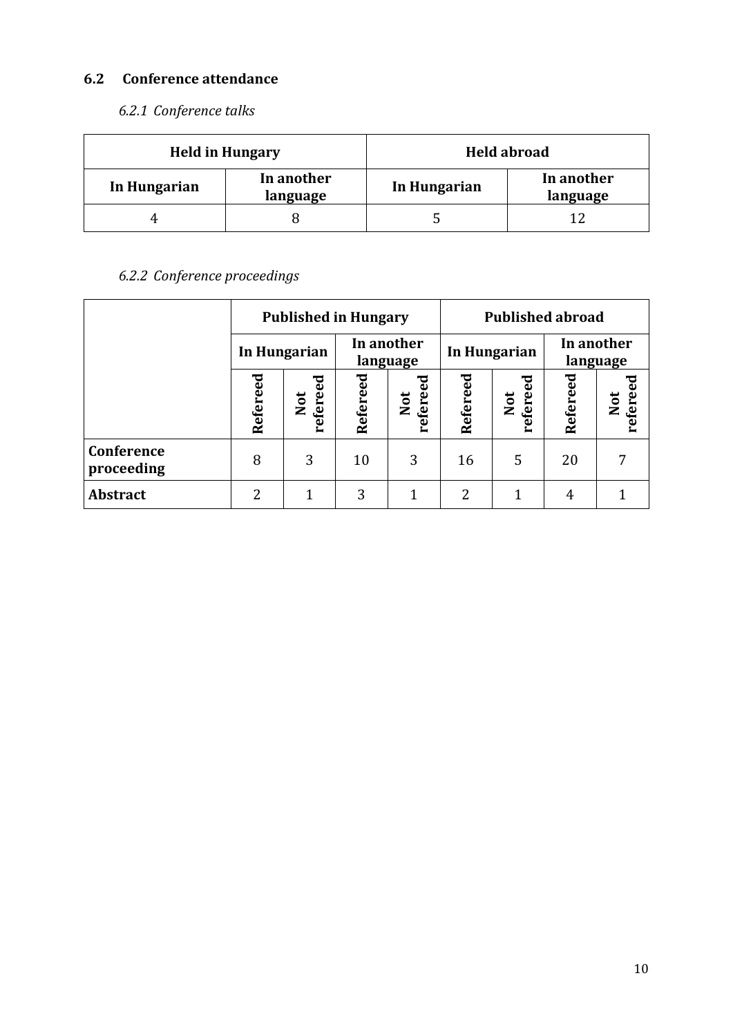## 6.2 Conference attendance

### *6.2.1 Conference talks*

| Held in Hungary | | Held abroad | |
|---|---|---|---|
| In Hungarian | In another language | In Hungarian | In another language |
| 4 | 8 | 5 | 12 |

### *6.2.2 Conference proceedings*

| | Published in Hungary | | | | Published abroad | | | |
|---|---|---|---|---|---|---|---|---|
| | In Hungarian | | In another language | | In Hungarian | | In another language | |
| | Refereed | Not refereed | Refereed | Not refereed | Refereed | Not refereed | Refereed | Not refereed |
| **Conference proceeding** | 8 | 3 | 10 | 3 | 16 | 5 | 20 | 7 |
| **Abstract** | 2 | 1 | 3 | 1 | 2 | 1 | 4 | 1 |